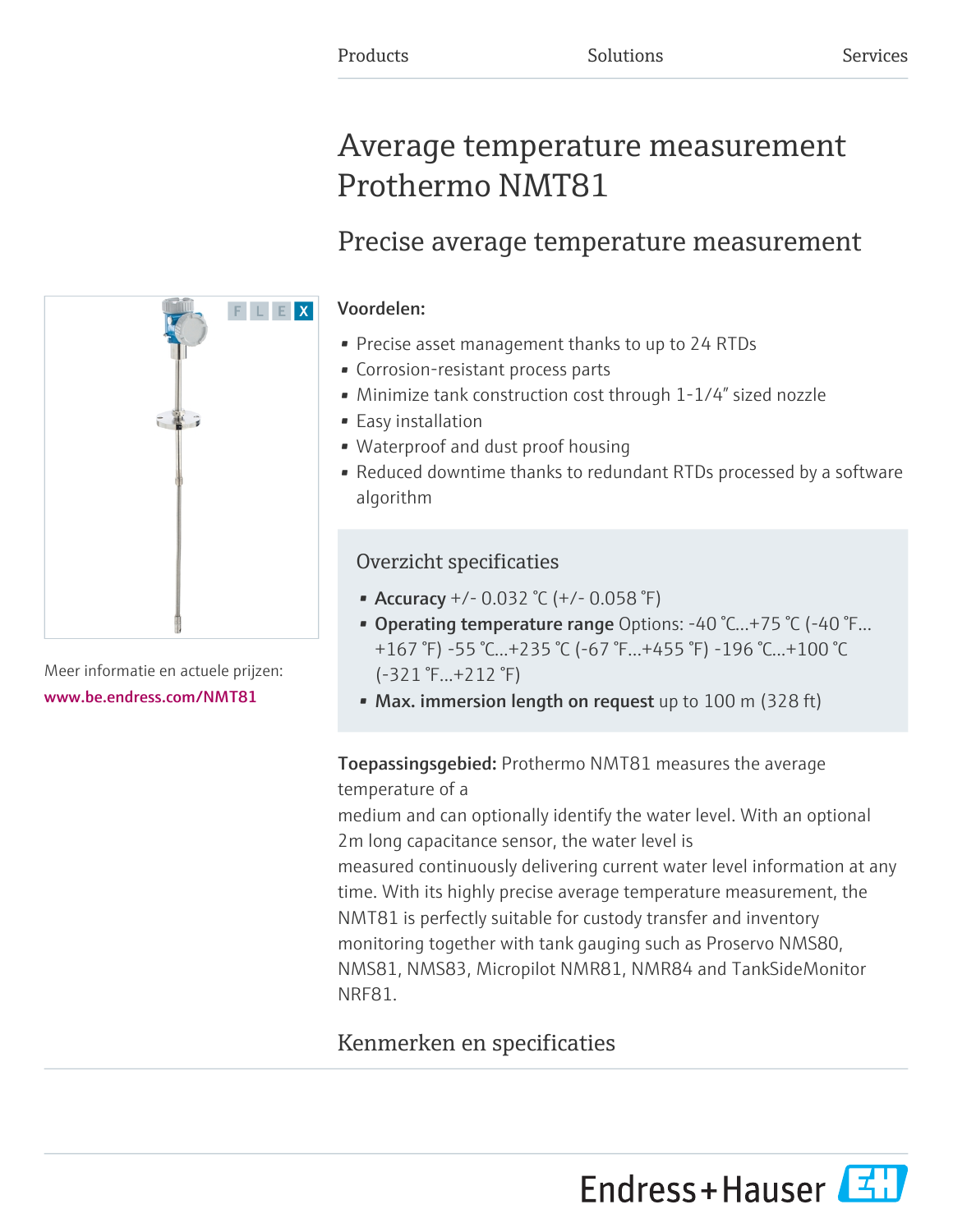Products Solutions Services

# Average temperature measurement Prothermo NMT81

## Precise average temperature measurement

**Voordelen:**

- Precise asset management thanks to up to 24 RTDs
- Corrosion-resistant process parts
- Minimize tank construction cost through 1-1/4" sized nozzle
- Easy installation
- Waterproof and dust proof housing
- Reduced downtime thanks to redundant RTDs processed by a software algorithm

Meer informatie en actuele prijzen:
www.be.endress.com/NMT81

### Overzicht specificaties

- **Accuracy** +/- 0.032 °C (+/- 0.058 °F)
- **Operating temperature range** Options: -40 °C...+75 °C (-40 °F... +167 °F) -55 °C...+235 °C (-67 °F...+455 °F) -196 °C...+100 °C (-321 °F...+212 °F)
- **Max. immersion length on request** up to 100 m (328 ft)

**Toepassingsgebied:** Prothermo NMT81 measures the average temperature of a medium and can optionally identify the water level. With an optional 2m long capacitance sensor, the water level is measured continuously delivering current water level information at any time. With its highly precise average temperature measurement, the NMT81 is perfectly suitable for custody transfer and inventory monitoring together with tank gauging such as Proservo NMS80, NMS81, NMS83, Micropilot NMR81, NMR84 and TankSideMonitor NRF81.

## Kenmerken en specificaties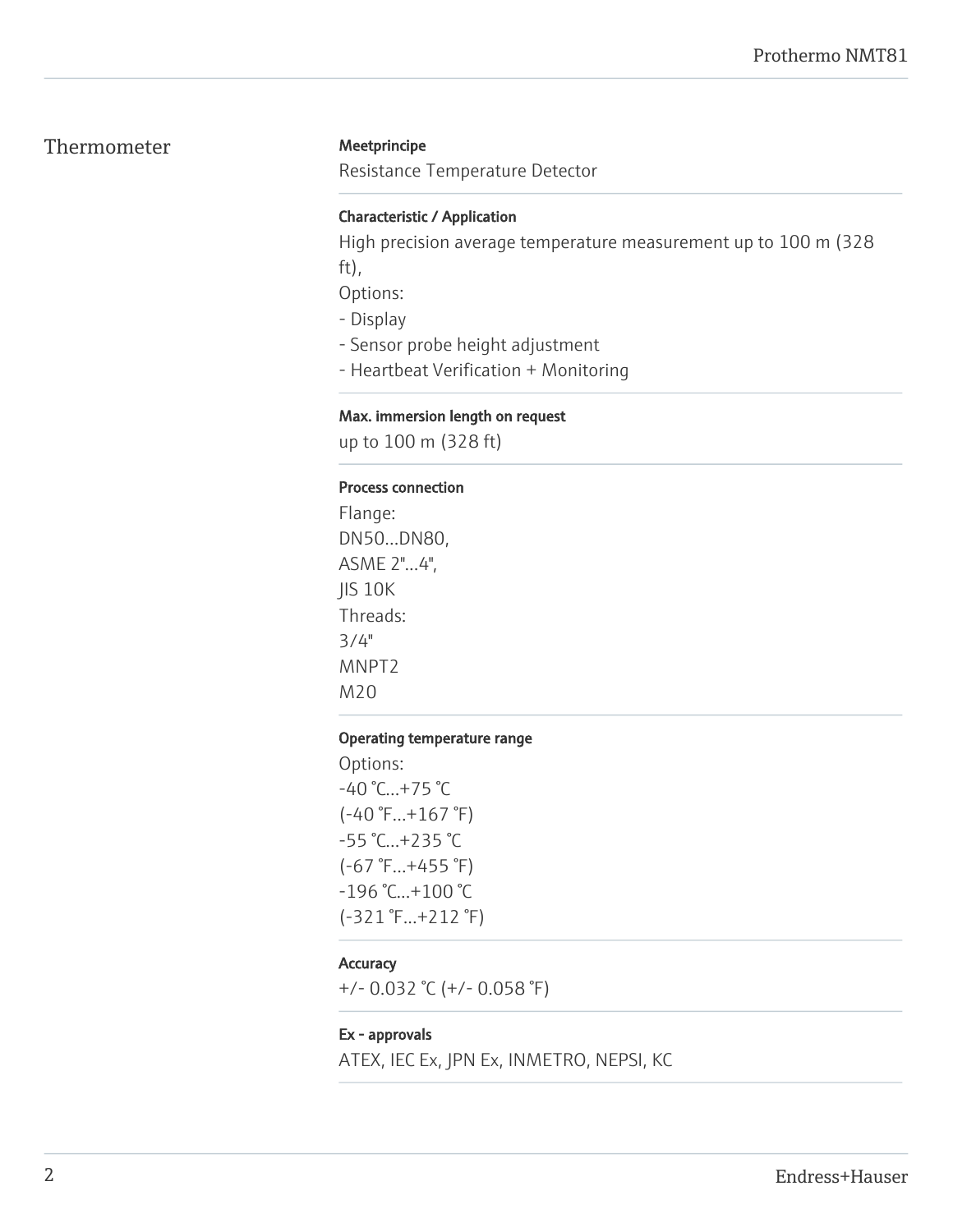## Thermometer

**Meetprincipe**

Resistance Temperature Detector

**Characteristic / Application**

High precision average temperature measurement up to 100 m (328 ft),
Options:
- Display
- Sensor probe height adjustment
- Heartbeat Verification + Monitoring

**Max. immersion length on request**

up to 100 m (328 ft)

**Process connection**

Flange:
DN50...DN80,
ASME 2"...4",
JIS 10K
Threads:
3/4"
MNPT2
M20

**Operating temperature range**

Options:
-40 °C...+75 °C
(-40 °F...+167 °F)
-55 °C...+235 °C
(-67 °F...+455 °F)
-196 °C...+100 °C
(-321 °F...+212 °F)

**Accuracy**

+/- 0.032 °C (+/- 0.058 °F)

**Ex - approvals**

ATEX, IEC Ex, JPN Ex, INMETRO, NEPSI, KC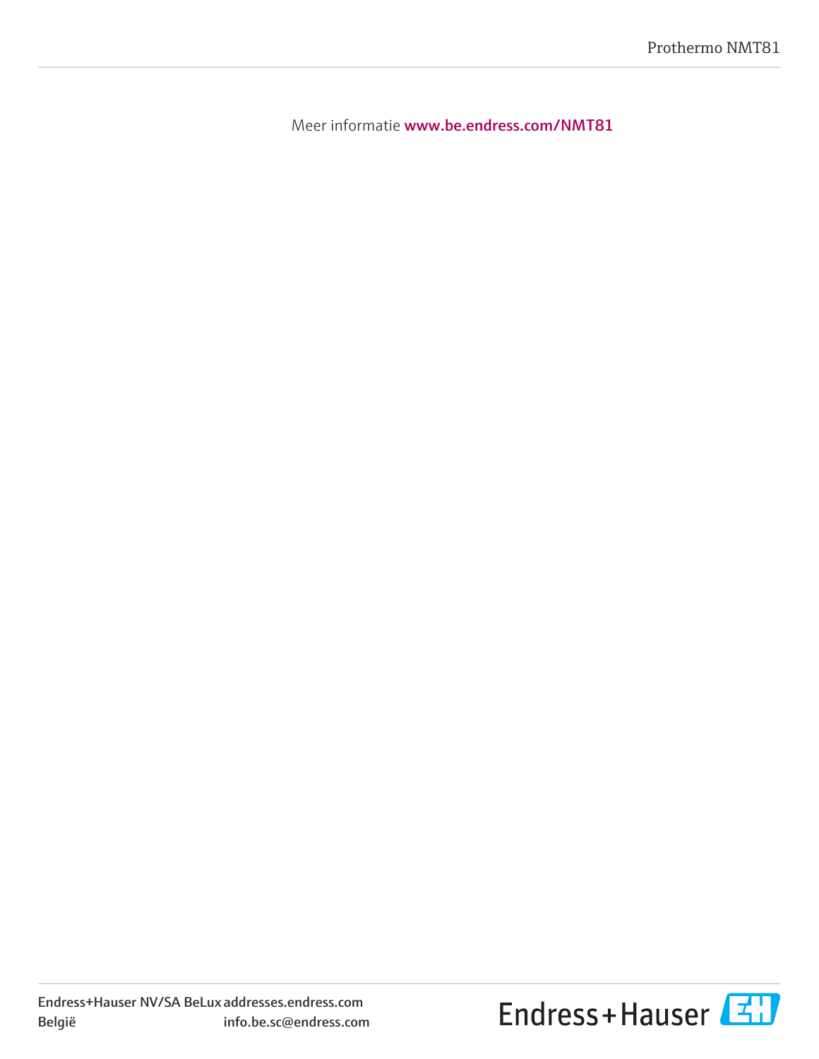Meer informatie **www.be.endress.com/NMT81**

Endress+Hauser NV/SA BeLux
België

addresses.endress.com
info.be.sc@endress.com

Endress+Hauser